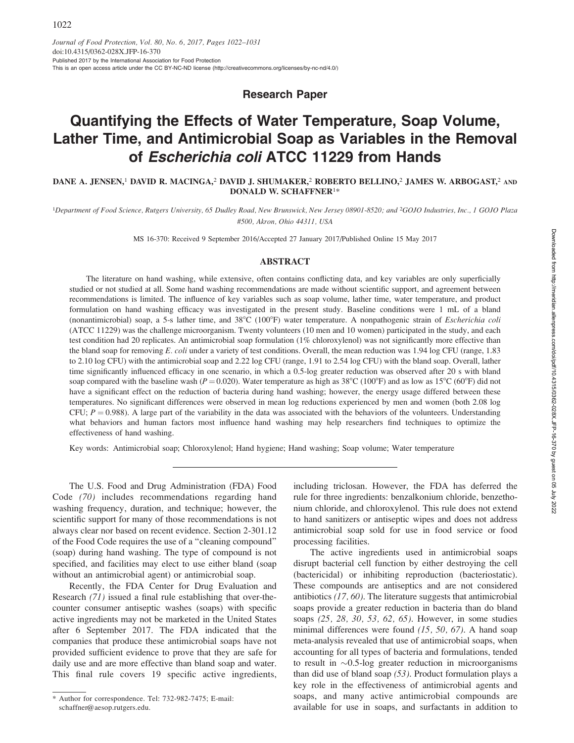Journal of Food Protection, Vol. 80, No. 6, 2017, Pages 1022–1031
doi:10.4315/0362-028X.JFP-16-370
Published 2017 by the International Association for Food Protection
This is an open access article under the CC BY-NC-ND license (http://creativecommons.org/licenses/by-nc-nd/4.0/)

**Research Paper**

# Quantifying the Effects of Water Temperature, Soap Volume, Lather Time, and Antimicrobial Soap as Variables in the Removal of *Escherichia coli* ATCC 11229 from Hands

DANE A. JENSEN,[1] DAVID R. MACINGA,[2] DAVID J. SHUMAKER,[2] ROBERTO BELLINO,[2] JAMES W. ARBOGAST,[2] AND DONALD W. SCHAFFNER[1]*

[1]Department of Food Science, Rutgers University, 65 Dudley Road, New Brunswick, New Jersey 08901-8520; and [2]GOJO Industries, Inc., 1 GOJO Plaza #500, Akron, Ohio 44311, USA

MS 16-370: Received 9 September 2016/Accepted 27 January 2017/Published Online 15 May 2017

## ABSTRACT

The literature on hand washing, while extensive, often contains conflicting data, and key variables are only superficially studied or not studied at all. Some hand washing recommendations are made without scientific support, and agreement between recommendations is limited. The influence of key variables such as soap volume, lather time, water temperature, and product formulation on hand washing efficacy was investigated in the present study. Baseline conditions were 1 mL of a bland (nonantimicrobial) soap, a 5-s lather time, and 38°C (100°F) water temperature. A nonpathogenic strain of *Escherichia coli* (ATCC 11229) was the challenge microorganism. Twenty volunteers (10 men and 10 women) participated in the study, and each test condition had 20 replicates. An antimicrobial soap formulation (1% chloroxylenol) was not significantly more effective than the bland soap for removing *E. coli* under a variety of test conditions. Overall, the mean reduction was 1.94 log CFU (range, 1.83 to 2.10 log CFU) with the antimicrobial soap and 2.22 log CFU (range, 1.91 to 2.54 log CFU) with the bland soap. Overall, lather time significantly influenced efficacy in one scenario, in which a 0.5-log greater reduction was observed after 20 s with bland soap compared with the baseline wash ($P = 0.020$). Water temperature as high as 38°C (100°F) and as low as 15°C (60°F) did not have a significant effect on the reduction of bacteria during hand washing; however, the energy usage differed between these temperatures. No significant differences were observed in mean log reductions experienced by men and women (both 2.08 log CFU; $P = 0.988$). A large part of the variability in the data was associated with the behaviors of the volunteers. Understanding what behaviors and human factors most influence hand washing may help researchers find techniques to optimize the effectiveness of hand washing.

Key words: Antimicrobial soap; Chloroxylenol; Hand hygiene; Hand washing; Soap volume; Water temperature

The U.S. Food and Drug Administration (FDA) Food Code *(70)* includes recommendations regarding hand washing frequency, duration, and technique; however, the scientific support for many of those recommendations is not always clear nor based on recent evidence. Section 2-301.12 of the Food Code requires the use of a "cleaning compound" (soap) during hand washing. The type of compound is not specified, and facilities may elect to use either bland (soap without an antimicrobial agent) or antimicrobial soap.

Recently, the FDA Center for Drug Evaluation and Research *(71)* issued a final rule establishing that over-the-counter consumer antiseptic washes (soaps) with specific active ingredients may not be marketed in the United States after 6 September 2017. The FDA indicated that the companies that produce these antimicrobial soaps have not provided sufficient evidence to prove that they are safe for daily use and are more effective than bland soap and water. This final rule covers 19 specific active ingredients, including triclosan. However, the FDA has deferred the rule for three ingredients: benzalkonium chloride, benzethonium chloride, and chloroxylenol. This rule does not extend to hand sanitizers or antiseptic wipes and does not address antimicrobial soap sold for use in food service or food processing facilities.

The active ingredients used in antimicrobial soaps disrupt bacterial cell function by either destroying the cell (bactericidal) or inhibiting reproduction (bacteriostatic). These compounds are antiseptics and are not considered antibiotics *(17, 60)*. The literature suggests that antimicrobial soaps provide a greater reduction in bacteria than do bland soaps *(25, 28, 30, 53, 62, 65)*. However, in some studies minimal differences were found *(15, 50, 67)*. A hand soap meta-analysis revealed that use of antimicrobial soaps, when accounting for all types of bacteria and formulations, tended to result in ~0.5-log greater reduction in microorganisms than did use of bland soap *(53)*. Product formulation plays a key role in the effectiveness of antimicrobial agents and soaps, and many active antimicrobial compounds are available for use in soaps, and surfactants in addition to

\* Author for correspondence. Tel: 732-982-7475; E-mail: schaffner@aesop.rutgers.edu.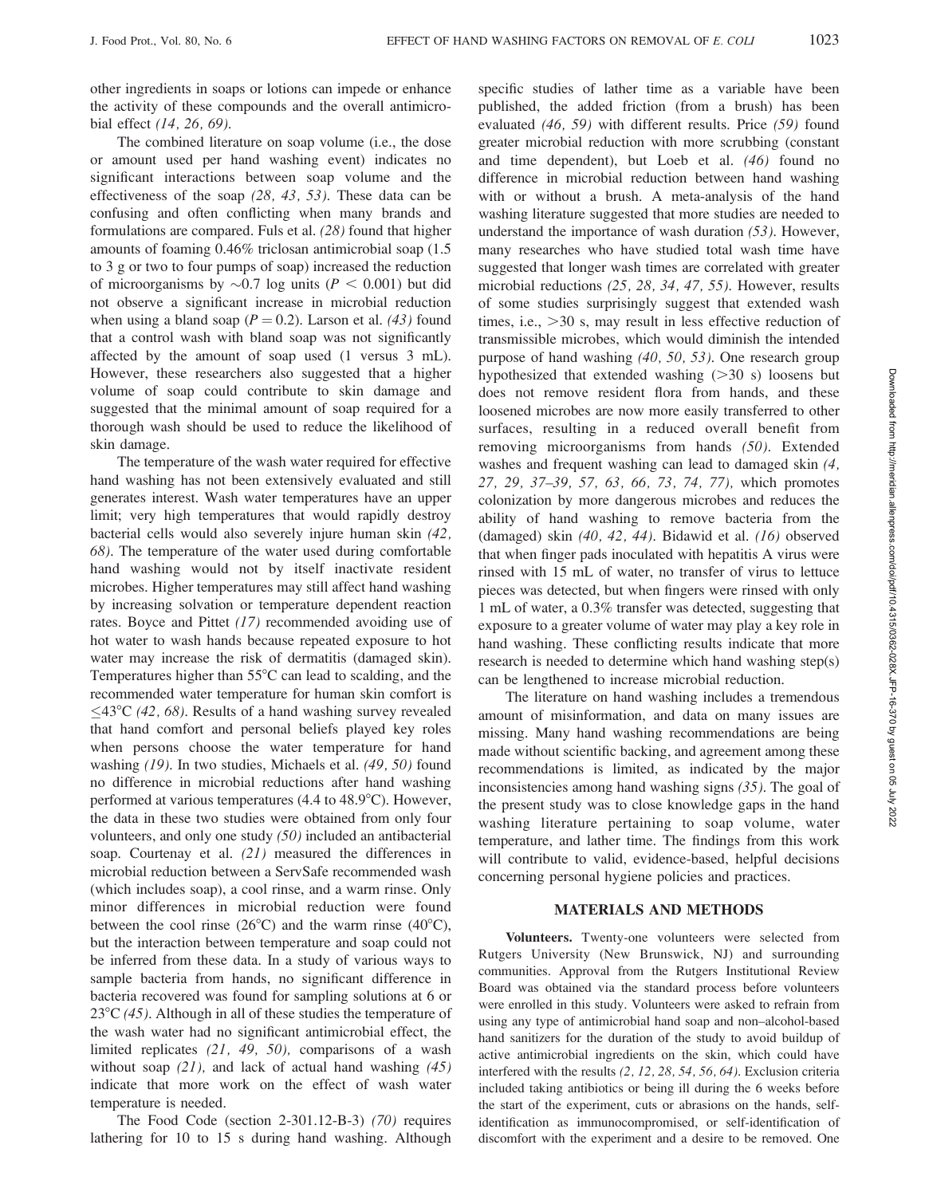other ingredients in soaps or lotions can impede or enhance the activity of these compounds and the overall antimicrobial effect *(14, 26, 69)*.

The combined literature on soap volume (i.e., the dose or amount used per hand washing event) indicates no significant interactions between soap volume and the effectiveness of the soap *(28, 43, 53)*. These data can be confusing and often conflicting when many brands and formulations are compared. Fuls et al. *(28)* found that higher amounts of foaming 0.46% triclosan antimicrobial soap (1.5 to 3 g or two to four pumps of soap) increased the reduction of microorganisms by ~0.7 log units ($P < 0.001$) but did not observe a significant increase in microbial reduction when using a bland soap ($P = 0.2$). Larson et al. *(43)* found that a control wash with bland soap was not significantly affected by the amount of soap used (1 versus 3 mL). However, these researchers also suggested that a higher volume of soap could contribute to skin damage and suggested that the minimal amount of soap required for a thorough wash should be used to reduce the likelihood of skin damage.

The temperature of the wash water required for effective hand washing has not been extensively evaluated and still generates interest. Wash water temperatures have an upper limit; very high temperatures that would rapidly destroy bacterial cells would also severely injure human skin *(42, 68)*. The temperature of the water used during comfortable hand washing would not by itself inactivate resident microbes. Higher temperatures may still affect hand washing by increasing solvation or temperature dependent reaction rates. Boyce and Pittet *(17)* recommended avoiding use of hot water to wash hands because repeated exposure to hot water may increase the risk of dermatitis (damaged skin). Temperatures higher than 55°C can lead to scalding, and the recommended water temperature for human skin comfort is ≤43°C *(42, 68)*. Results of a hand washing survey revealed that hand comfort and personal beliefs played key roles when persons choose the water temperature for hand washing *(19)*. In two studies, Michaels et al. *(49, 50)* found no difference in microbial reductions after hand washing performed at various temperatures (4.4 to 48.9°C). However, the data in these two studies were obtained from only four volunteers, and only one study *(50)* included an antibacterial soap. Courtenay et al. *(21)* measured the differences in microbial reduction between a ServSafe recommended wash (which includes soap), a cool rinse, and a warm rinse. Only minor differences in microbial reduction were found between the cool rinse (26°C) and the warm rinse (40°C), but the interaction between temperature and soap could not be inferred from these data. In a study of various ways to sample bacteria from hands, no significant difference in bacteria recovered was found for sampling solutions at 6 or 23°C *(45)*. Although in all of these studies the temperature of the wash water had no significant antimicrobial effect, the limited replicates *(21, 49, 50)*, comparisons of a wash without soap *(21)*, and lack of actual hand washing *(45)* indicate that more work on the effect of wash water temperature is needed.

The Food Code (section 2-301.12-B-3) *(70)* requires lathering for 10 to 15 s during hand washing. Although specific studies of lather time as a variable have been published, the added friction (from a brush) has been evaluated *(46, 59)* with different results. Price *(59)* found greater microbial reduction with more scrubbing (constant and time dependent), but Loeb et al. *(46)* found no difference in microbial reduction between hand washing with or without a brush. A meta-analysis of the hand washing literature suggested that more studies are needed to understand the importance of wash duration *(53)*. However, many researchers who have studied total wash time have suggested that longer wash times are correlated with greater microbial reductions *(25, 28, 34, 47, 55)*. However, results of some studies surprisingly suggest that extended wash times, i.e., >30 s, may result in less effective reduction of transmissible microbes, which would diminish the intended purpose of hand washing *(40, 50, 53)*. One research group hypothesized that extended washing (>30 s) loosens but does not remove resident flora from hands, and these loosened microbes are now more easily transferred to other surfaces, resulting in a reduced overall benefit from removing microorganisms from hands *(50)*. Extended washes and frequent washing can lead to damaged skin *(4, 27, 29, 37–39, 57, 63, 66, 73, 74, 77)*, which promotes colonization by more dangerous microbes and reduces the ability of hand washing to remove bacteria from the (damaged) skin *(40, 42, 44)*. Bidawid et al. *(16)* observed that when finger pads inoculated with hepatitis A virus were rinsed with 15 mL of water, no transfer of virus to lettuce pieces was detected, but when fingers were rinsed with only 1 mL of water, a 0.3% transfer was detected, suggesting that exposure to a greater volume of water may play a key role in hand washing. These conflicting results indicate that more research is needed to determine which hand washing step(s) can be lengthened to increase microbial reduction.

The literature on hand washing includes a tremendous amount of misinformation, and data on many issues are missing. Many hand washing recommendations are being made without scientific backing, and agreement among these recommendations is limited, as indicated by the major inconsistencies among hand washing signs *(35)*. The goal of the present study was to close knowledge gaps in the hand washing literature pertaining to soap volume, water temperature, and lather time. The findings from this work will contribute to valid, evidence-based, helpful decisions concerning personal hygiene policies and practices.

## MATERIALS AND METHODS

**Volunteers.** Twenty-one volunteers were selected from Rutgers University (New Brunswick, NJ) and surrounding communities. Approval from the Rutgers Institutional Review Board was obtained via the standard process before volunteers were enrolled in this study. Volunteers were asked to refrain from using any type of antimicrobial hand soap and non–alcohol-based hand sanitizers for the duration of the study to avoid buildup of active antimicrobial ingredients on the skin, which could have interfered with the results *(2, 12, 28, 54, 56, 64)*. Exclusion criteria included taking antibiotics or being ill during the 6 weeks before the start of the experiment, cuts or abrasions on the hands, self-identification as immunocompromised, or self-identification of discomfort with the experiment and a desire to be removed. One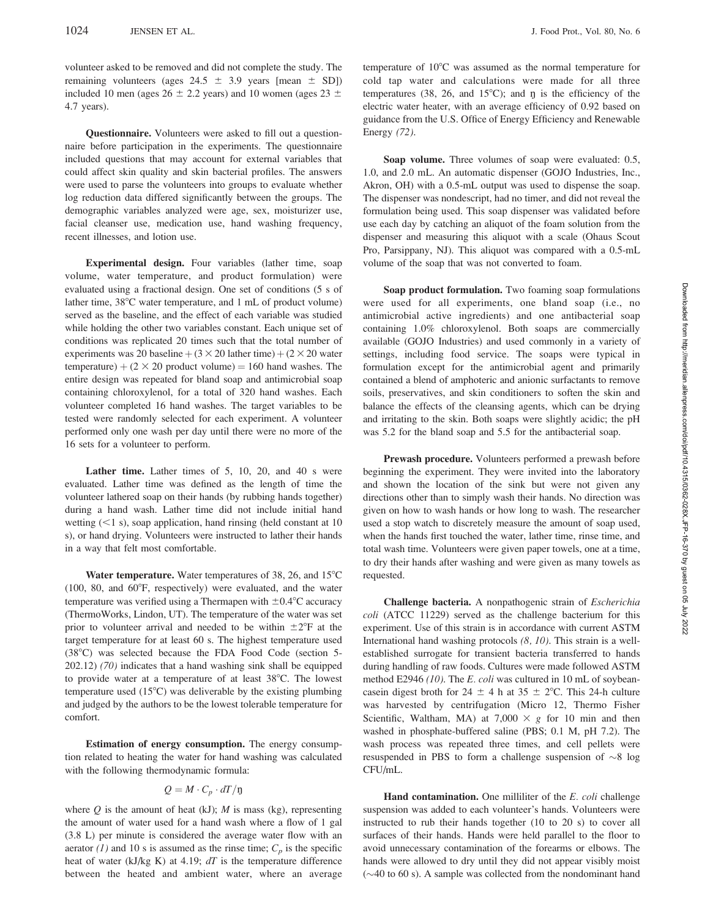volunteer asked to be removed and did not complete the study. The remaining volunteers (ages 24.5 $\pm$ 3.9 years [mean $\pm$ SD]) included 10 men (ages 26 $\pm$ 2.2 years) and 10 women (ages 23 $\pm$ 4.7 years).

**Questionnaire.** Volunteers were asked to fill out a questionnaire before participation in the experiments. The questionnaire included questions that may account for external variables that could affect skin quality and skin bacterial profiles. The answers were used to parse the volunteers into groups to evaluate whether log reduction data differed significantly between the groups. The demographic variables analyzed were age, sex, moisturizer use, facial cleanser use, medication use, hand washing frequency, recent illnesses, and lotion use.

**Experimental design.** Four variables (lather time, soap volume, water temperature, and product formulation) were evaluated using a fractional design. One set of conditions (5 s of lather time, 38°C water temperature, and 1 mL of product volume) served as the baseline, and the effect of each variable was studied while holding the other two variables constant. Each unique set of conditions was replicated 20 times such that the total number of experiments was 20 baseline + (3 $\times$ 20 lather time) + (2 $\times$ 20 water temperature) + (2 $\times$ 20 product volume) = 160 hand washes. The entire design was repeated for bland soap and antimicrobial soap containing chloroxylenol, for a total of 320 hand washes. Each volunteer completed 16 hand washes. The target variables to be tested were randomly selected for each experiment. A volunteer performed only one wash per day until there were no more of the 16 sets for a volunteer to perform.

**Lather time.** Lather times of 5, 10, 20, and 40 s were evaluated. Lather time was defined as the length of time the volunteer lathered soap on their hands (by rubbing hands together) during a hand wash. Lather time did not include initial hand wetting (<1 s), soap application, hand rinsing (held constant at 10 s), or hand drying. Volunteers were instructed to lather their hands in a way that felt most comfortable.

**Water temperature.** Water temperatures of 38, 26, and 15°C (100, 80, and 60°F, respectively) were evaluated, and the water temperature was verified using a Thermapen with $\pm$0.4°C accuracy (ThermoWorks, Lindon, UT). The temperature of the water was set prior to volunteer arrival and needed to be within $\pm$2°F at the target temperature for at least 60 s. The highest temperature used (38°C) was selected because the FDA Food Code (section 5-202.12) *(70)* indicates that a hand washing sink shall be equipped to provide water at a temperature of at least 38°C. The lowest temperature used (15°C) was deliverable by the existing plumbing and judged by the authors to be the lowest tolerable temperature for comfort.

**Estimation of energy consumption.** The energy consumption related to heating the water for hand washing was calculated with the following thermodynamic formula:

$$Q = M \cdot C_p \cdot dT/\eta$$

where $Q$ is the amount of heat (kJ); $M$ is mass (kg), representing the amount of water used for a hand wash where a flow of 1 gal (3.8 L) per minute is considered the average water flow with an aerator *(1)* and 10 s is assumed as the rinse time; $C_p$ is the specific heat of water (kJ/kg K) at 4.19; $dT$ is the temperature difference between the heated and ambient water, where an average temperature of 10°C was assumed as the normal temperature for cold tap water and calculations were made for all three temperatures (38, 26, and 15°C); and $\eta$ is the efficiency of the electric water heater, with an average efficiency of 0.92 based on guidance from the U.S. Office of Energy Efficiency and Renewable Energy *(72)*.

**Soap volume.** Three volumes of soap were evaluated: 0.5, 1.0, and 2.0 mL. An automatic dispenser (GOJO Industries, Inc., Akron, OH) with a 0.5-mL output was used to dispense the soap. The dispenser was nondescript, had no timer, and did not reveal the formulation being used. This soap dispenser was validated before use each day by catching an aliquot of the foam solution from the dispenser and measuring this aliquot with a scale (Ohaus Scout Pro, Parsippany, NJ). This aliquot was compared with a 0.5-mL volume of the soap that was not converted to foam.

**Soap product formulation.** Two foaming soap formulations were used for all experiments, one bland soap (i.e., no antimicrobial active ingredients) and one antibacterial soap containing 1.0% chloroxylenol. Both soaps are commercially available (GOJO Industries) and used commonly in a variety of settings, including food service. The soaps were typical in formulation except for the antimicrobial agent and primarily contained a blend of amphoteric and anionic surfactants to remove soils, preservatives, and skin conditioners to soften the skin and balance the effects of the cleansing agents, which can be drying and irritating to the skin. Both soaps were slightly acidic; the pH was 5.2 for the bland soap and 5.5 for the antibacterial soap.

**Prewash procedure.** Volunteers performed a prewash before beginning the experiment. They were invited into the laboratory and shown the location of the sink but were not given any directions other than to simply wash their hands. No direction was given on how to wash hands or how long to wash. The researcher used a stop watch to discretely measure the amount of soap used, when the hands first touched the water, lather time, rinse time, and total wash time. Volunteers were given paper towels, one at a time, to dry their hands after washing and were given as many towels as requested.

**Challenge bacteria.** A nonpathogenic strain of *Escherichia coli* (ATCC 11229) served as the challenge bacterium for this experiment. Use of this strain is in accordance with current ASTM International hand washing protocols *(8, 10)*. This strain is a well-established surrogate for transient bacteria transferred to hands during handling of raw foods. Cultures were made followed ASTM method E2946 *(10)*. The *E. coli* was cultured in 10 mL of soybean-casein digest broth for 24 $\pm$ 4 h at 35 $\pm$ 2°C. This 24-h culture was harvested by centrifugation (Micro 12, Thermo Fisher Scientific, Waltham, MA) at 7,000 $\times$ *g* for 10 min and then washed in phosphate-buffered saline (PBS; 0.1 M, pH 7.2). The wash process was repeated three times, and cell pellets were resuspended in PBS to form a challenge suspension of ~8 log CFU/mL.

**Hand contamination.** One milliliter of the *E. coli* challenge suspension was added to each volunteer's hands. Volunteers were instructed to rub their hands together (10 to 20 s) to cover all surfaces of their hands. Hands were held parallel to the floor to avoid unnecessary contamination of the forearms or elbows. The hands were allowed to dry until they did not appear visibly moist (~40 to 60 s). A sample was collected from the nondominant hand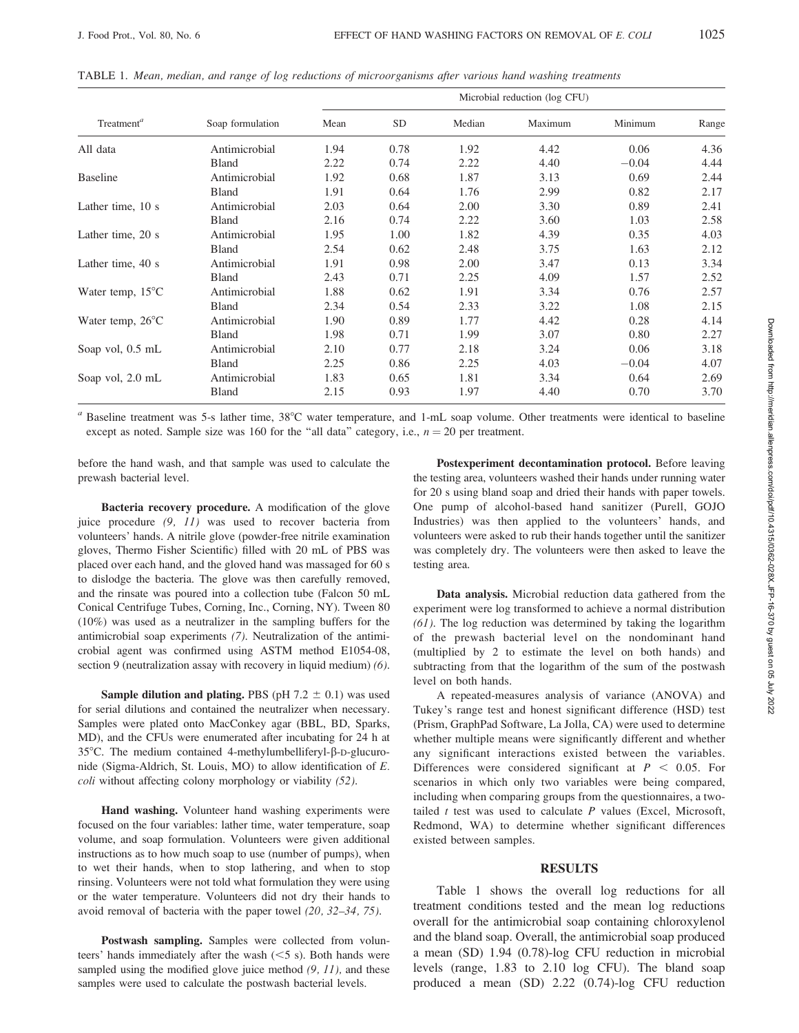TABLE 1. *Mean, median, and range of log reductions of microorganisms after various hand washing treatments*

| Treatment[a] | Soap formulation | Microbial reduction (log CFU) | | | | | |
|---|---|---|---|---|---|---|---|
| | | Mean | SD | Median | Maximum | Minimum | Range |
| All data | Antimicrobial | 1.94 | 0.78 | 1.92 | 4.42 | 0.06 | 4.36 |
| | Bland | 2.22 | 0.74 | 2.22 | 4.40 | −0.04 | 4.44 |
| Baseline | Antimicrobial | 1.92 | 0.68 | 1.87 | 3.13 | 0.69 | 2.44 |
| | Bland | 1.91 | 0.64 | 1.76 | 2.99 | 0.82 | 2.17 |
| Lather time, 10 s | Antimicrobial | 2.03 | 0.64 | 2.00 | 3.30 | 0.89 | 2.41 |
| | Bland | 2.16 | 0.74 | 2.22 | 3.60 | 1.03 | 2.58 |
| Lather time, 20 s | Antimicrobial | 1.95 | 1.00 | 1.82 | 4.39 | 0.35 | 4.03 |
| | Bland | 2.54 | 0.62 | 2.48 | 3.75 | 1.63 | 2.12 |
| Lather time, 40 s | Antimicrobial | 1.91 | 0.98 | 2.00 | 3.47 | 0.13 | 3.34 |
| | Bland | 2.43 | 0.71 | 2.25 | 4.09 | 1.57 | 2.52 |
| Water temp, 15°C | Antimicrobial | 1.88 | 0.62 | 1.91 | 3.34 | 0.76 | 2.57 |
| | Bland | 2.34 | 0.54 | 2.33 | 3.22 | 1.08 | 2.15 |
| Water temp, 26°C | Antimicrobial | 1.90 | 0.89 | 1.77 | 4.42 | 0.28 | 4.14 |
| | Bland | 1.98 | 0.71 | 1.99 | 3.07 | 0.80 | 2.27 |
| Soap vol, 0.5 mL | Antimicrobial | 2.10 | 0.77 | 2.18 | 3.24 | 0.06 | 3.18 |
| | Bland | 2.25 | 0.86 | 2.25 | 4.03 | −0.04 | 4.07 |
| Soap vol, 2.0 mL | Antimicrobial | 1.83 | 0.65 | 1.81 | 3.34 | 0.64 | 2.69 |
| | Bland | 2.15 | 0.93 | 1.97 | 4.40 | 0.70 | 3.70 |

[a] Baseline treatment was 5-s lather time, 38°C water temperature, and 1-mL soap volume. Other treatments were identical to baseline except as noted. Sample size was 160 for the "all data" category, i.e., $n = 20$ per treatment.

before the hand wash, and that sample was used to calculate the prewash bacterial level.

**Bacteria recovery procedure.** A modification of the glove juice procedure *(9, 11)* was used to recover bacteria from volunteers' hands. A nitrile glove (powder-free nitrile examination gloves, Thermo Fisher Scientific) filled with 20 mL of PBS was placed over each hand, and the gloved hand was massaged for 60 s to dislodge the bacteria. The glove was then carefully removed, and the rinsate was poured into a collection tube (Falcon 50 mL Conical Centrifuge Tubes, Corning, Inc., Corning, NY). Tween 80 (10%) was used as a neutralizer in the sampling buffers for the antimicrobial soap experiments *(7)*. Neutralization of the antimicrobial agent was confirmed using ASTM method E1054-08, section 9 (neutralization assay with recovery in liquid medium) *(6)*.

**Sample dilution and plating.** PBS (pH 7.2 ± 0.1) was used for serial dilutions and contained the neutralizer when necessary. Samples were plated onto MacConkey agar (BBL, BD, Sparks, MD), and the CFUs were enumerated after incubating for 24 h at 35°C. The medium contained 4-methylumbelliferyl-β-D-glucuronide (Sigma-Aldrich, St. Louis, MO) to allow identification of *E. coli* without affecting colony morphology or viability *(52)*.

**Hand washing.** Volunteer hand washing experiments were focused on the four variables: lather time, water temperature, soap volume, and soap formulation. Volunteers were given additional instructions as to how much soap to use (number of pumps), when to wet their hands, when to stop lathering, and when to stop rinsing. Volunteers were not told what formulation they were using or the water temperature. Volunteers did not dry their hands to avoid removal of bacteria with the paper towel *(20, 32–34, 75)*.

**Postwash sampling.** Samples were collected from volunteers' hands immediately after the wash (<5 s). Both hands were sampled using the modified glove juice method *(9, 11),* and these samples were used to calculate the postwash bacterial levels.

**Postexperiment decontamination protocol.** Before leaving the testing area, volunteers washed their hands under running water for 20 s using bland soap and dried their hands with paper towels. One pump of alcohol-based hand sanitizer (Purell, GOJO Industries) was then applied to the volunteers' hands, and volunteers were asked to rub their hands together until the sanitizer was completely dry. The volunteers were then asked to leave the testing area.

**Data analysis.** Microbial reduction data gathered from the experiment were log transformed to achieve a normal distribution *(61)*. The log reduction was determined by taking the logarithm of the prewash bacterial level on the nondominant hand (multiplied by 2 to estimate the level on both hands) and subtracting from that the logarithm of the sum of the postwash level on both hands.

A repeated-measures analysis of variance (ANOVA) and Tukey's range test and honest significant difference (HSD) test (Prism, GraphPad Software, La Jolla, CA) were used to determine whether multiple means were significantly different and whether any significant interactions existed between the variables. Differences were considered significant at $P < 0.05$. For scenarios in which only two variables were being compared, including when comparing groups from the questionnaires, a two-tailed $t$ test was used to calculate $P$ values (Excel, Microsoft, Redmond, WA) to determine whether significant differences existed between samples.

## RESULTS

Table 1 shows the overall log reductions for all treatment conditions tested and the mean log reductions overall for the antimicrobial soap containing chloroxylenol and the bland soap. Overall, the antimicrobial soap produced a mean (SD) 1.94 (0.78)-log CFU reduction in microbial levels (range, 1.83 to 2.10 log CFU). The bland soap produced a mean (SD) 2.22 (0.74)-log CFU reduction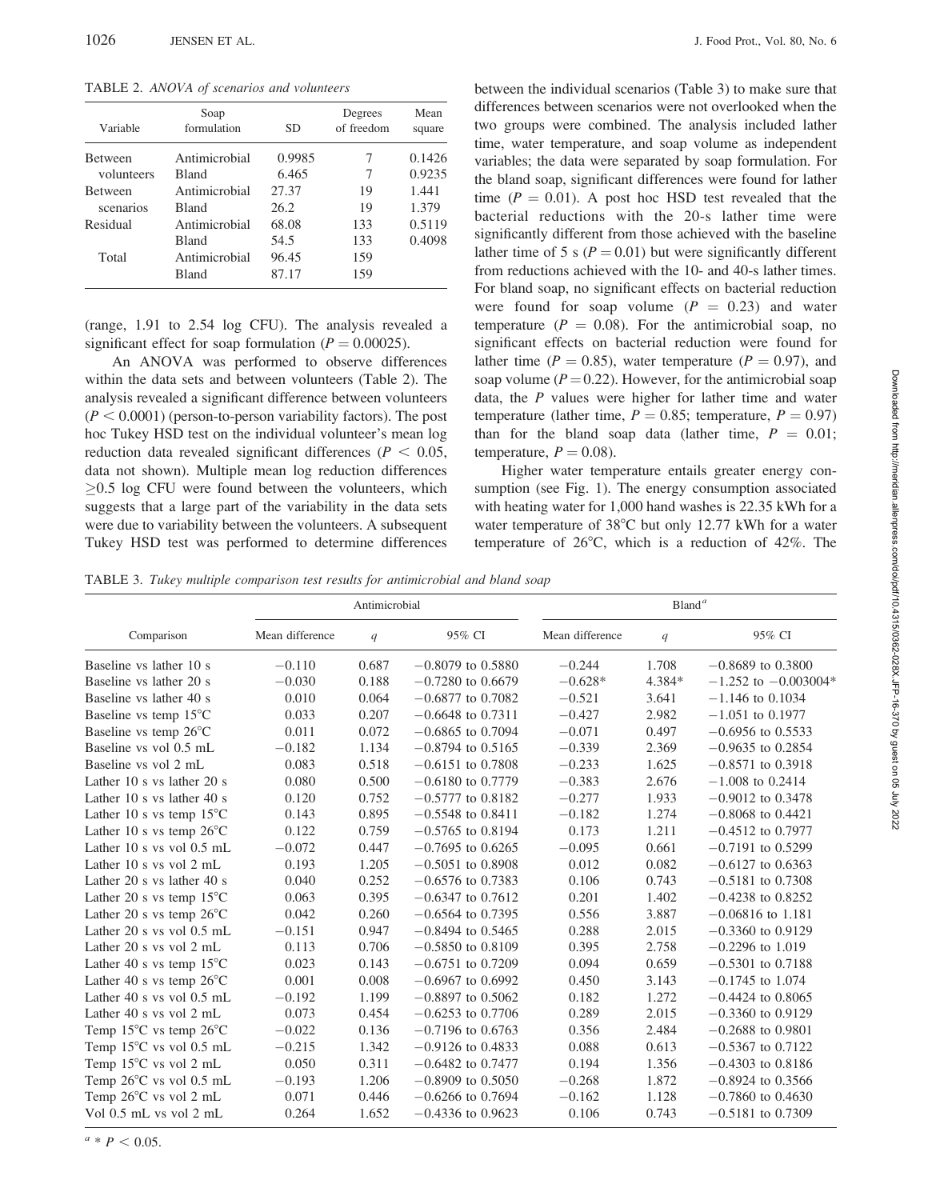TABLE 2. *ANOVA of scenarios and volunteers*

| Variable | Soap formulation | SD | Degrees of freedom | Mean square |
|---|---|---|---|---|
| Between volunteers | Antimicrobial | 0.9985 | 7 | 0.1426 |
| | Bland | 6.465 | 7 | 0.9235 |
| Between scenarios | Antimicrobial | 27.37 | 19 | 1.441 |
| | Bland | 26.2 | 19 | 1.379 |
| Residual | Antimicrobial | 68.08 | 133 | 0.5119 |
| | Bland | 54.5 | 133 | 0.4098 |
| Total | Antimicrobial | 96.45 | 159 | |
| | Bland | 87.17 | 159 | |

(range, 1.91 to 2.54 log CFU). The analysis revealed a significant effect for soap formulation ($P = 0.00025$).

An ANOVA was performed to observe differences within the data sets and between volunteers (Table 2). The analysis revealed a significant difference between volunteers ($P < 0.0001$) (person-to-person variability factors). The post hoc Tukey HSD test on the individual volunteer's mean log reduction data revealed significant differences ($P < 0.05$, data not shown). Multiple mean log reduction differences $\geq$0.5 log CFU were found between the volunteers, which suggests that a large part of the variability in the data sets were due to variability between the volunteers. A subsequent Tukey HSD test was performed to determine differences between the individual scenarios (Table 3) to make sure that differences between scenarios were not overlooked when the two groups were combined. The analysis included lather time, water temperature, and soap volume as independent variables; the data were separated by soap formulation. For the bland soap, significant differences were found for lather time ($P = 0.01$). A post hoc HSD test revealed that the bacterial reductions with the 20-s lather time were significantly different from those achieved with the baseline lather time of 5 s ($P = 0.01$) but were significantly different from reductions achieved with the 10- and 40-s lather times. For bland soap, no significant effects on bacterial reduction were found for soap volume ($P = 0.23$) and water temperature ($P = 0.08$). For the antimicrobial soap, no significant effects on bacterial reduction were found for lather time ($P = 0.85$), water temperature ($P = 0.97$), and soap volume ($P = 0.22$). However, for the antimicrobial soap data, the $P$ values were higher for lather time and water temperature (lather time, $P = 0.85$; temperature, $P = 0.97$) than for the bland soap data (lather time, $P = 0.01$; temperature, $P = 0.08$).

Higher water temperature entails greater energy consumption (see Fig. 1). The energy consumption associated with heating water for 1,000 hand washes is 22.35 kWh for a water temperature of 38°C but only 12.77 kWh for a water temperature of 26°C, which is a reduction of 42%. The

TABLE 3. *Tukey multiple comparison test results for antimicrobial and bland soap*

| Comparison | Antimicrobial | | | Bland[a] | | |
|---|---|---|---|---|---|---|
| | Mean difference | $q$ | 95% CI | Mean difference | $q$ | 95% CI |
| Baseline vs lather 10 s | −0.110 | 0.687 | −0.8079 to 0.5880 | −0.244 | 1.708 | −0.8689 to 0.3800 |
| Baseline vs lather 20 s | −0.030 | 0.188 | −0.7280 to 0.6679 | −0.628* | 4.384* | −1.252 to −0.003004* |
| Baseline vs lather 40 s | 0.010 | 0.064 | −0.6877 to 0.7082 | −0.521 | 3.641 | −1.146 to 0.1034 |
| Baseline vs temp 15°C | 0.033 | 0.207 | −0.6648 to 0.7311 | −0.427 | 2.982 | −1.051 to 0.1977 |
| Baseline vs temp 26°C | 0.011 | 0.072 | −0.6865 to 0.7094 | −0.071 | 0.497 | −0.6956 to 0.5533 |
| Baseline vs vol 0.5 mL | −0.182 | 1.134 | −0.8794 to 0.5165 | −0.339 | 2.369 | −0.9635 to 0.2854 |
| Baseline vs vol 2 mL | 0.083 | 0.518 | −0.6151 to 0.7808 | −0.233 | 1.625 | −0.8571 to 0.3918 |
| Lather 10 s vs lather 20 s | 0.080 | 0.500 | −0.6180 to 0.7779 | −0.383 | 2.676 | −1.008 to 0.2414 |
| Lather 10 s vs lather 40 s | 0.120 | 0.752 | −0.5777 to 0.8182 | −0.277 | 1.933 | −0.9012 to 0.3478 |
| Lather 10 s vs temp 15°C | 0.143 | 0.895 | −0.5548 to 0.8411 | −0.182 | 1.274 | −0.8068 to 0.4421 |
| Lather 10 s vs temp 26°C | 0.122 | 0.759 | −0.5765 to 0.8194 | 0.173 | 1.211 | −0.4512 to 0.7977 |
| Lather 10 s vs vol 0.5 mL | −0.072 | 0.447 | −0.7695 to 0.6265 | −0.095 | 0.661 | −0.7191 to 0.5299 |
| Lather 10 s vs vol 2 mL | 0.193 | 1.205 | −0.5051 to 0.8908 | 0.012 | 0.082 | −0.6127 to 0.6363 |
| Lather 20 s vs lather 40 s | 0.040 | 0.252 | −0.6576 to 0.7383 | 0.106 | 0.743 | −0.5181 to 0.7308 |
| Lather 20 s vs temp 15°C | 0.063 | 0.395 | −0.6347 to 0.7612 | 0.201 | 1.402 | −0.4238 to 0.8252 |
| Lather 20 s vs temp 26°C | 0.042 | 0.260 | −0.6564 to 0.7395 | 0.556 | 3.887 | −0.06816 to 1.181 |
| Lather 20 s vs vol 0.5 mL | −0.151 | 0.947 | −0.8494 to 0.5465 | 0.288 | 2.015 | −0.3360 to 0.9129 |
| Lather 20 s vs vol 2 mL | 0.113 | 0.706 | −0.5850 to 0.8109 | 0.395 | 2.758 | −0.2296 to 1.019 |
| Lather 40 s vs temp 15°C | 0.023 | 0.143 | −0.6751 to 0.7209 | 0.094 | 0.659 | −0.5301 to 0.7188 |
| Lather 40 s vs temp 26°C | 0.001 | 0.008 | −0.6967 to 0.6992 | 0.450 | 3.143 | −0.1745 to 1.074 |
| Lather 40 s vs vol 0.5 mL | −0.192 | 1.199 | −0.8897 to 0.5062 | 0.182 | 1.272 | −0.4424 to 0.8065 |
| Lather 40 s vs vol 2 mL | 0.073 | 0.454 | −0.6253 to 0.7706 | 0.289 | 2.015 | −0.3360 to 0.9129 |
| Temp 15°C vs temp 26°C | −0.022 | 0.136 | −0.7196 to 0.6763 | 0.356 | 2.484 | −0.2688 to 0.9801 |
| Temp 15°C vs vol 0.5 mL | −0.215 | 1.342 | −0.9126 to 0.4833 | 0.088 | 0.613 | −0.5367 to 0.7122 |
| Temp 15°C vs vol 2 mL | 0.050 | 0.311 | −0.6482 to 0.7477 | 0.194 | 1.356 | −0.4303 to 0.8186 |
| Temp 26°C vs vol 0.5 mL | −0.193 | 1.206 | −0.8909 to 0.5050 | −0.268 | 1.872 | −0.8924 to 0.3566 |
| Temp 26°C vs vol 2 mL | 0.071 | 0.446 | −0.6266 to 0.7694 | −0.162 | 1.128 | −0.7860 to 0.4630 |
| Vol 0.5 mL vs vol 2 mL | 0.264 | 1.652 | −0.4336 to 0.9623 | 0.106 | 0.743 | −0.5181 to 0.7309 |

[a] * $P < 0.05$.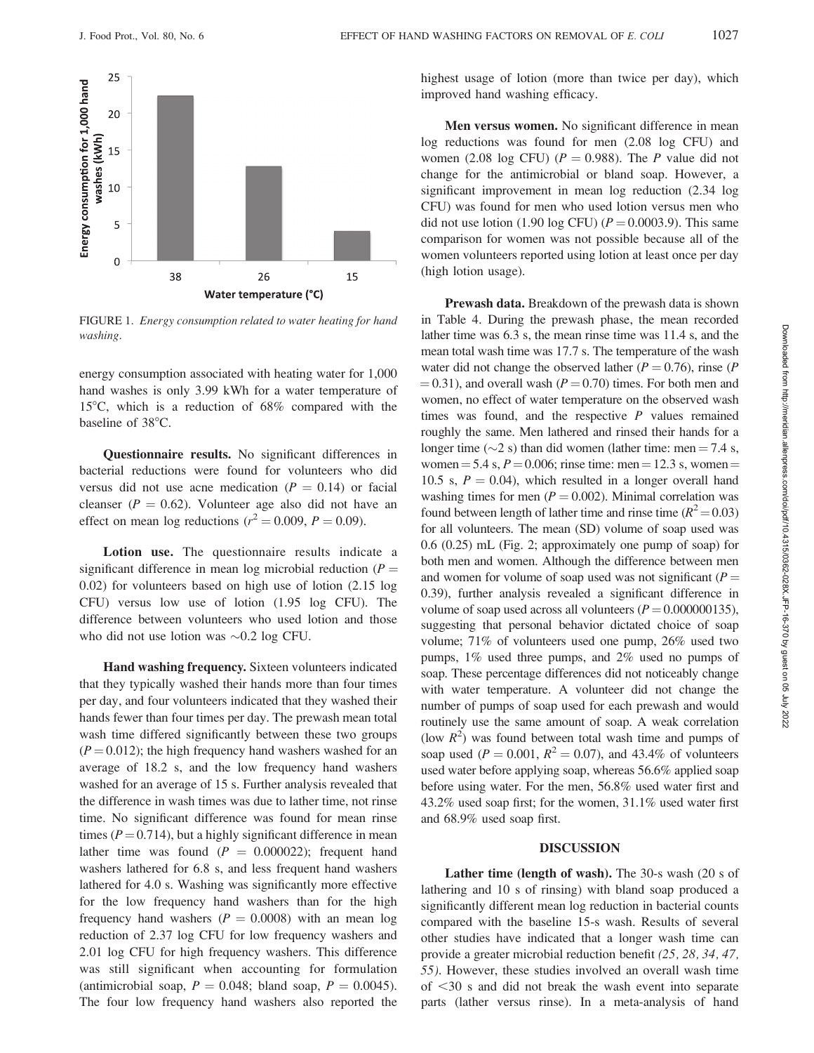FIGURE 1. *Energy consumption related to water heating for hand washing.*

energy consumption associated with heating water for 1,000 hand washes is only 3.99 kWh for a water temperature of 15°C, which is a reduction of 68% compared with the baseline of 38°C.

**Questionnaire results.** No significant differences in bacterial reductions were found for volunteers who did versus did not use acne medication ($P = 0.14$) or facial cleanser ($P = 0.62$). Volunteer age also did not have an effect on mean log reductions ($r^2 = 0.009$, $P = 0.09$).

**Lotion use.** The questionnaire results indicate a significant difference in mean log microbial reduction ($P = 0.02$) for volunteers based on high use of lotion (2.15 log CFU) versus low use of lotion (1.95 log CFU). The difference between volunteers who used lotion and those who did not use lotion was ~0.2 log CFU.

**Hand washing frequency.** Sixteen volunteers indicated that they typically washed their hands more than four times per day, and four volunteers indicated that they washed their hands fewer than four times per day. The prewash mean total wash time differed significantly between these two groups ($P = 0.012$); the high frequency hand washers washed for an average of 18.2 s, and the low frequency hand washers washed for an average of 15 s. Further analysis revealed that the difference in wash times was due to lather time, not rinse time. No significant difference was found for mean rinse times ($P = 0.714$), but a highly significant difference in mean lather time was found ($P = 0.000022$); frequent hand washers lathered for 6.8 s, and less frequent hand washers lathered for 4.0 s. Washing was significantly more effective for the low frequency hand washers than for the high frequency hand washers ($P = 0.0008$) with an mean log reduction of 2.37 log CFU for low frequency washers and 2.01 log CFU for high frequency washers. This difference was still significant when accounting for formulation (antimicrobial soap, $P = 0.048$; bland soap, $P = 0.0045$). The four low frequency hand washers also reported the highest usage of lotion (more than twice per day), which improved hand washing efficacy.

**Men versus women.** No significant difference in mean log reductions was found for men (2.08 log CFU) and women (2.08 log CFU) ($P = 0.988$). The $P$ value did not change for the antimicrobial or bland soap. However, a significant improvement in mean log reduction (2.34 log CFU) was found for men who used lotion versus men who did not use lotion (1.90 log CFU) ($P = 0.0003.9$). This same comparison for women was not possible because all of the women volunteers reported using lotion at least once per day (high lotion usage).

**Prewash data.** Breakdown of the prewash data is shown in Table 4. During the prewash phase, the mean recorded lather time was 6.3 s, the mean rinse time was 11.4 s, and the mean total wash time was 17.7 s. The temperature of the wash water did not change the observed lather ($P = 0.76$), rinse ($P = 0.31$), and overall wash ($P = 0.70$) times. For both men and women, no effect of water temperature on the observed wash times was found, and the respective $P$ values remained roughly the same. Men lathered and rinsed their hands for a longer time (~2 s) than did women (lather time: men = 7.4 s, women = 5.4 s, $P = 0.006$; rinse time: men = 12.3 s, women = 10.5 s, $P = 0.04$), which resulted in a longer overall hand washing times for men ($P = 0.002$). Minimal correlation was found between length of lather time and rinse time ($R^2 = 0.03$) for all volunteers. The mean (SD) volume of soap used was 0.6 (0.25) mL (Fig. 2; approximately one pump of soap) for both men and women. Although the difference between men and women for volume of soap used was not significant ($P = 0.39$), further analysis revealed a significant difference in volume of soap used across all volunteers ($P = 0.000000135$), suggesting that personal behavior dictated choice of soap volume; 71% of volunteers used one pump, 26% used two pumps, 1% used three pumps, and 2% used no pumps of soap. These percentage differences did not noticeably change with water temperature. A volunteer did not change the number of pumps of soap used for each prewash and would routinely use the same amount of soap. A weak correlation (low $R^2$) was found between total wash time and pumps of soap used ($P = 0.001$, $R^2 = 0.07$), and 43.4% of volunteers used water before applying soap, whereas 56.6% applied soap before using water. For the men, 56.8% used water first and 43.2% used soap first; for the women, 31.1% used water first and 68.9% used soap first.

## DISCUSSION

**Lather time (length of wash).** The 30-s wash (20 s of lathering and 10 s of rinsing) with bland soap produced a significantly different mean log reduction in bacterial counts compared with the baseline 15-s wash. Results of several other studies have indicated that a longer wash time can provide a greater microbial reduction benefit *(25, 28, 34, 47, 55)*. However, these studies involved an overall wash time of <30 s and did not break the wash event into separate parts (lather versus rinse). In a meta-analysis of hand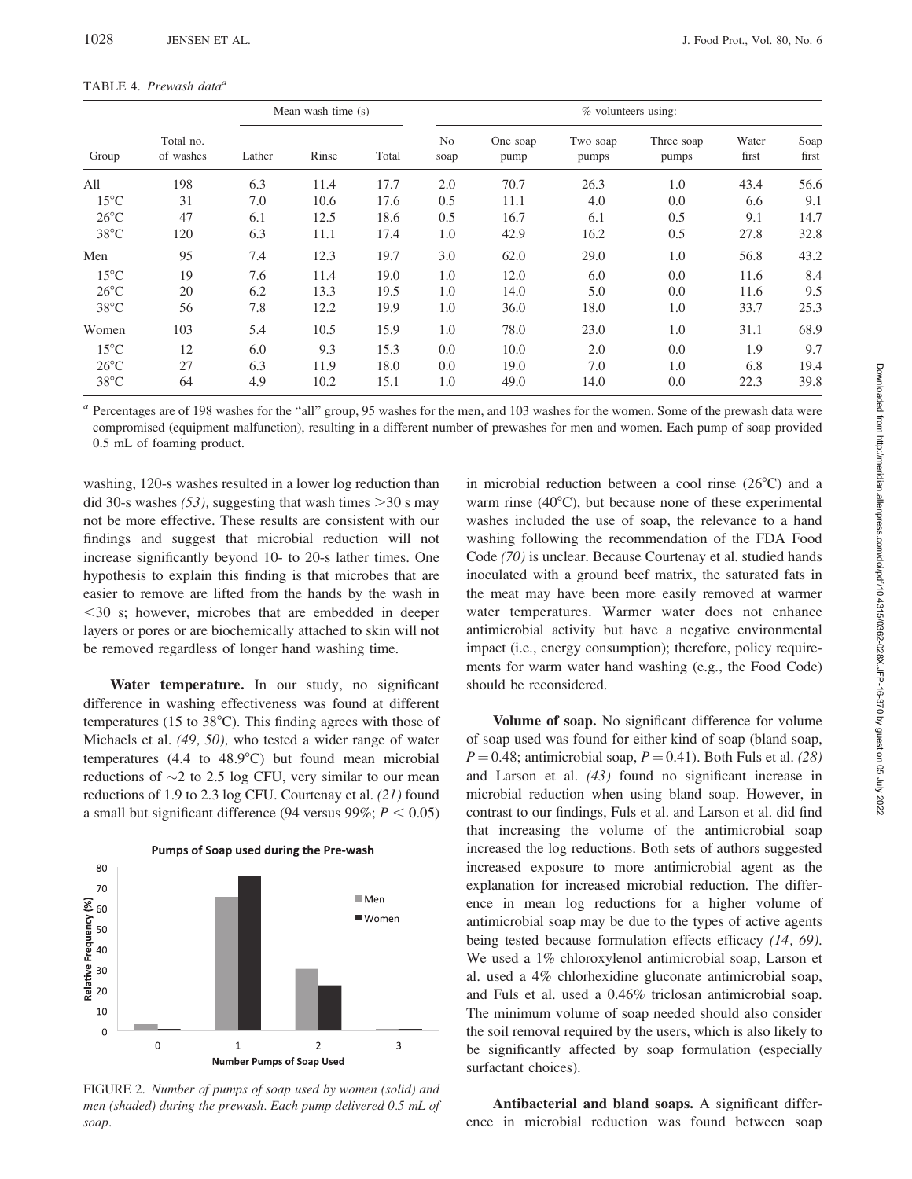TABLE 4. *Prewash data*[a]

| Group | Total no. of washes | Mean wash time (s) | | | % volunteers using: | | | | | |
|---|---|---|---|---|---|---|---|---|---|---|
| | | Lather | Rinse | Total | No soap | One soap pump | Two soap pumps | Three soap pumps | Water first | Soap first |
| All | 198 | 6.3 | 11.4 | 17.7 | 2.0 | 70.7 | 26.3 | 1.0 | 43.4 | 56.6 |
| 15°C | 31 | 7.0 | 10.6 | 17.6 | 0.5 | 11.1 | 4.0 | 0.0 | 6.6 | 9.1 |
| 26°C | 47 | 6.1 | 12.5 | 18.6 | 0.5 | 16.7 | 6.1 | 0.5 | 9.1 | 14.7 |
| 38°C | 120 | 6.3 | 11.1 | 17.4 | 1.0 | 42.9 | 16.2 | 0.5 | 27.8 | 32.8 |
| Men | 95 | 7.4 | 12.3 | 19.7 | 3.0 | 62.0 | 29.0 | 1.0 | 56.8 | 43.2 |
| 15°C | 19 | 7.6 | 11.4 | 19.0 | 1.0 | 12.0 | 6.0 | 0.0 | 11.6 | 8.4 |
| 26°C | 20 | 6.2 | 13.3 | 19.5 | 1.0 | 14.0 | 5.0 | 0.0 | 11.6 | 9.5 |
| 38°C | 56 | 7.8 | 12.2 | 19.9 | 1.0 | 36.0 | 18.0 | 1.0 | 33.7 | 25.3 |
| Women | 103 | 5.4 | 10.5 | 15.9 | 1.0 | 78.0 | 23.0 | 1.0 | 31.1 | 68.9 |
| 15°C | 12 | 6.0 | 9.3 | 15.3 | 0.0 | 10.0 | 2.0 | 0.0 | 1.9 | 9.7 |
| 26°C | 27 | 6.3 | 11.9 | 18.0 | 0.0 | 19.0 | 7.0 | 1.0 | 6.8 | 19.4 |
| 38°C | 64 | 4.9 | 10.2 | 15.1 | 1.0 | 49.0 | 14.0 | 0.0 | 22.3 | 39.8 |

[a] Percentages are of 198 washes for the "all" group, 95 washes for the men, and 103 washes for the women. Some of the prewash data were compromised (equipment malfunction), resulting in a different number of prewashes for men and women. Each pump of soap provided 0.5 mL of foaming product.

washing, 120-s washes resulted in a lower log reduction than did 30-s washes *(53),* suggesting that wash times >30 s may not be more effective. These results are consistent with our findings and suggest that microbial reduction will not increase significantly beyond 10- to 20-s lather times. One hypothesis to explain this finding is that microbes that are easier to remove are lifted from the hands by the wash in <30 s; however, microbes that are embedded in deeper layers or pores or are biochemically attached to skin will not be removed regardless of longer hand washing time.

**Water temperature.** In our study, no significant difference in washing effectiveness was found at different temperatures (15 to 38°C). This finding agrees with those of Michaels et al. *(49, 50),* who tested a wider range of water temperatures (4.4 to 48.9°C) but found mean microbial reductions of ~2 to 2.5 log CFU, very similar to our mean reductions of 1.9 to 2.3 log CFU. Courtenay et al. *(21)* found a small but significant difference (94 versus 99%; $P < 0.05$) in microbial reduction between a cool rinse (26°C) and a warm rinse (40°C), but because none of these experimental washes included the use of soap, the relevance to a hand washing following the recommendation of the FDA Food Code *(70)* is unclear. Because Courtenay et al. studied hands inoculated with a ground beef matrix, the saturated fats in the meat may have been more easily removed at warmer water temperatures. Warmer water does not enhance antimicrobial activity but have a negative environmental impact (i.e., energy consumption); therefore, policy requirements for warm water hand washing (e.g., the Food Code) should be reconsidered.

**Pumps of Soap used during the Pre-wash**

| Number Pumps of Soap Used | Men (%) | Women (%) |
|---|---|---|
| 0 | ~3 | ~1 |
| 1 | ~62 | ~78 |
| 2 | ~29 | ~23 |
| 3 | ~1 | ~1 |

FIGURE 2. *Number of pumps of soap used by women (solid) and men (shaded) during the prewash. Each pump delivered 0.5 mL of soap.*

**Volume of soap.** No significant difference for volume of soap used was found for either kind of soap (bland soap, $P = 0.48$; antimicrobial soap, $P = 0.41$). Both Fuls et al. *(28)* and Larson et al. *(43)* found no significant increase in microbial reduction when using bland soap. However, in contrast to our findings, Fuls et al. and Larson et al. did find that increasing the volume of the antimicrobial soap increased the log reductions. Both sets of authors suggested increased exposure to more antimicrobial agent as the explanation for increased microbial reduction. The difference in mean log reductions for a higher volume of antimicrobial soap may be due to the types of active agents being tested because formulation effects efficacy *(14, 69).* We used a 1% chloroxylenol antimicrobial soap, Larson et al. used a 4% chlorhexidine gluconate antimicrobial soap, and Fuls et al. used a 0.46% triclosan antimicrobial soap. The minimum volume of soap needed should also consider the soil removal required by the users, which is also likely to be significantly affected by soap formulation (especially surfactant choices).

**Antibacterial and bland soaps.** A significant difference in microbial reduction was found between soap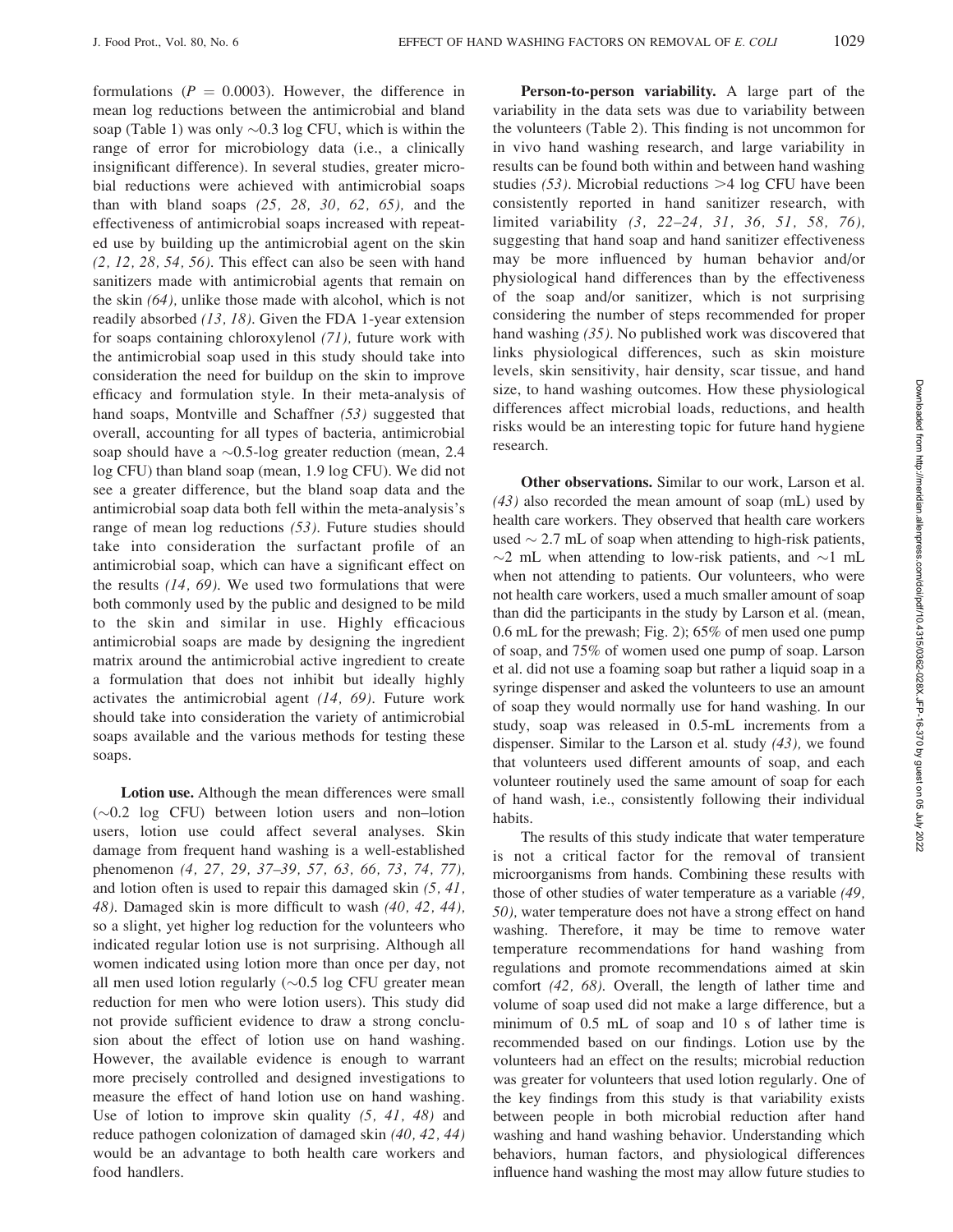formulations ($P = 0.0003$). However, the difference in mean log reductions between the antimicrobial and bland soap (Table 1) was only ~0.3 log CFU, which is within the range of error for microbiology data (i.e., a clinically insignificant difference). In several studies, greater microbial reductions were achieved with antimicrobial soaps than with bland soaps *(25, 28, 30, 62, 65)*, and the effectiveness of antimicrobial soaps increased with repeated use by building up the antimicrobial agent on the skin *(2, 12, 28, 54, 56)*. This effect can also be seen with hand sanitizers made with antimicrobial agents that remain on the skin *(64)*, unlike those made with alcohol, which is not readily absorbed *(13, 18)*. Given the FDA 1-year extension for soaps containing chloroxylenol *(71)*, future work with the antimicrobial soap used in this study should take into consideration the need for buildup on the skin to improve efficacy and formulation style. In their meta-analysis of hand soaps, Montville and Schaffner *(53)* suggested that overall, accounting for all types of bacteria, antimicrobial soap should have a ~0.5-log greater reduction (mean, 2.4 log CFU) than bland soap (mean, 1.9 log CFU). We did not see a greater difference, but the bland soap data and the antimicrobial soap data both fell within the meta-analysis's range of mean log reductions *(53)*. Future studies should take into consideration the surfactant profile of an antimicrobial soap, which can have a significant effect on the results *(14, 69)*. We used two formulations that were both commonly used by the public and designed to be mild to the skin and similar in use. Highly efficacious antimicrobial soaps are made by designing the ingredient matrix around the antimicrobial active ingredient to create a formulation that does not inhibit but ideally highly activates the antimicrobial agent *(14, 69)*. Future work should take into consideration the variety of antimicrobial soaps available and the various methods for testing these soaps.

**Lotion use.** Although the mean differences were small (~0.2 log CFU) between lotion users and non–lotion users, lotion use could affect several analyses. Skin damage from frequent hand washing is a well-established phenomenon *(4, 27, 29, 37–39, 57, 63, 66, 73, 74, 77)*, and lotion often is used to repair this damaged skin *(5, 41, 48)*. Damaged skin is more difficult to wash *(40, 42, 44)*, so a slight, yet higher log reduction for the volunteers who indicated regular lotion use is not surprising. Although all women indicated using lotion more than once per day, not all men used lotion regularly (~0.5 log CFU greater mean reduction for men who were lotion users). This study did not provide sufficient evidence to draw a strong conclusion about the effect of lotion use on hand washing. However, the available evidence is enough to warrant more precisely controlled and designed investigations to measure the effect of hand lotion use on hand washing. Use of lotion to improve skin quality *(5, 41, 48)* and reduce pathogen colonization of damaged skin *(40, 42, 44)* would be an advantage to both health care workers and food handlers.

**Person-to-person variability.** A large part of the variability in the data sets was due to variability between the volunteers (Table 2). This finding is not uncommon for in vivo hand washing research, and large variability in results can be found both within and between hand washing studies *(53)*. Microbial reductions >4 log CFU have been consistently reported in hand sanitizer research, with limited variability *(3, 22–24, 31, 36, 51, 58, 76)*, suggesting that hand soap and hand sanitizer effectiveness may be more influenced by human behavior and/or physiological hand differences than by the effectiveness of the soap and/or sanitizer, which is not surprising considering the number of steps recommended for proper hand washing *(35)*. No published work was discovered that links physiological differences, such as skin moisture levels, skin sensitivity, hair density, scar tissue, and hand size, to hand washing outcomes. How these physiological differences affect microbial loads, reductions, and health risks would be an interesting topic for future hand hygiene research.

**Other observations.** Similar to our work, Larson et al. *(43)* also recorded the mean amount of soap (mL) used by health care workers. They observed that health care workers used ~ 2.7 mL of soap when attending to high-risk patients, ~2 mL when attending to low-risk patients, and ~1 mL when not attending to patients. Our volunteers, who were not health care workers, used a much smaller amount of soap than did the participants in the study by Larson et al. (mean, 0.6 mL for the prewash; Fig. 2); 65% of men used one pump of soap, and 75% of women used one pump of soap. Larson et al. did not use a foaming soap but rather a liquid soap in a syringe dispenser and asked the volunteers to use an amount of soap they would normally use for hand washing. In our study, soap was released in 0.5-mL increments from a dispenser. Similar to the Larson et al. study *(43)*, we found that volunteers used different amounts of soap, and each volunteer routinely used the same amount of soap for each of hand wash, i.e., consistently following their individual habits.

The results of this study indicate that water temperature is not a critical factor for the removal of transient microorganisms from hands. Combining these results with those of other studies of water temperature as a variable *(49, 50)*, water temperature does not have a strong effect on hand washing. Therefore, it may be time to remove water temperature recommendations for hand washing from regulations and promote recommendations aimed at skin comfort *(42, 68)*. Overall, the length of lather time and volume of soap used did not make a large difference, but a minimum of 0.5 mL of soap and 10 s of lather time is recommended based on our findings. Lotion use by the volunteers had an effect on the results; microbial reduction was greater for volunteers that used lotion regularly. One of the key findings from this study is that variability exists between people in both microbial reduction after hand washing and hand washing behavior. Understanding which behaviors, human factors, and physiological differences influence hand washing the most may allow future studies to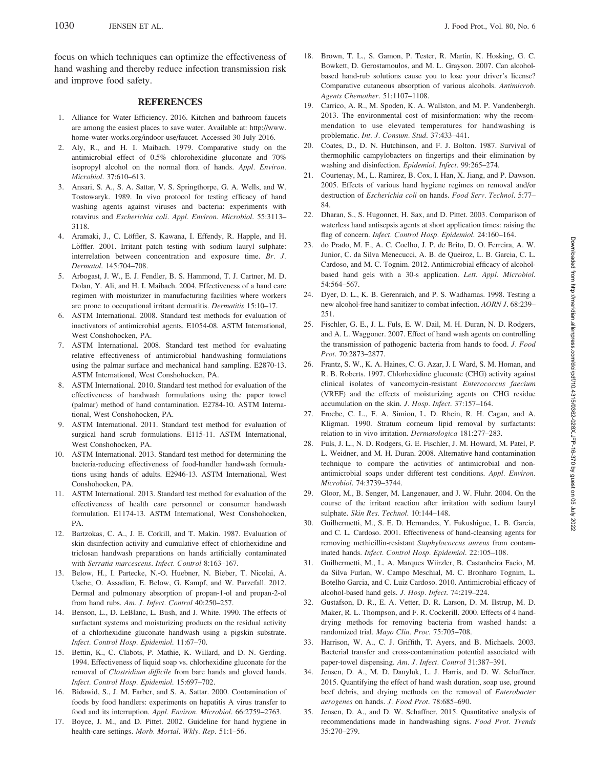focus on which techniques can optimize the effectiveness of hand washing and thereby reduce infection transmission risk and improve food safety.

## REFERENCES

1. Alliance for Water Efficiency. 2016. Kitchen and bathroom faucets are among the easiest places to save water. Available at: http://www.home-water-works.org/indoor-use/faucet. Accessed 30 July 2016.
2. Aly, R., and H. I. Maibach. 1979. Comparative study on the antimicrobial effect of 0.5% chlorohexidine gluconate and 70% isopropyl alcohol on the normal flora of hands. *Appl. Environ. Microbiol.* 37:610–613.
3. Ansari, S. A., S. A. Sattar, V. S. Springthorpe, G. A. Wells, and W. Tostowaryk. 1989. In vivo protocol for testing efficacy of hand washing agents against viruses and bacteria: experiments with rotavirus and *Escherichia coli*. *Appl. Environ. Microbiol.* 55:3113–3118.
4. Aramaki, J., C. Löffler, S. Kawana, I. Effendy, R. Happle, and H. Löffler. 2001. Irritant patch testing with sodium lauryl sulphate: interrelation between concentration and exposure time. *Br. J. Dermatol.* 145:704–708.
5. Arbogast, J. W., E. J. Fendler, B. S. Hammond, T. J. Cartner, M. D. Dolan, Y. Ali, and H. I. Maibach. 2004. Effectiveness of a hand care regimen with moisturizer in manufacturing facilities where workers are prone to occupational irritant dermatitis. *Dermatitis* 15:10–17.
6. ASTM International. 2008. Standard test methods for evaluation of inactivators of antimicrobial agents. E1054-08. ASTM International, West Conshohocken, PA.
7. ASTM International. 2008. Standard test method for evaluating relative effectiveness of antimicrobial handwashing formulations using the palmar surface and mechanical hand sampling. E2870-13. ASTM International, West Conshohocken, PA.
8. ASTM International. 2010. Standard test method for evaluation of the effectiveness of handwash formulations using the paper towel (palmar) method of hand contamination. E2784-10. ASTM International, West Conshohocken, PA.
9. ASTM International. 2011. Standard test method for evaluation of surgical hand scrub formulations. E115-11. ASTM International, West Conshohocken, PA.
10. ASTM International. 2013. Standard test method for determining the bacteria-reducing effectiveness of food-handler handwash formulations using hands of adults. E2946-13. ASTM International, West Conshohocken, PA.
11. ASTM International. 2013. Standard test method for evaluation of the effectiveness of health care personnel or consumer handwash formulation. E1174-13. ASTM International, West Conshohocken, PA.
12. Bartzokas, C. A., J. E. Corkill, and T. Makin. 1987. Evaluation of skin disinfection activity and cumulative effect of chlorhexidine and triclosan handwash preparations on hands artificially contaminated with *Serratia marcescens*. *Infect. Control* 8:163–167.
13. Below, H., I. Partecke, N.-O. Huebner, N. Bieber, T. Nicolai, A. Usche, O. Assadian, E. Below, G. Kampf, and W. Parzefall. 2012. Dermal and pulmonary absorption of propan-1-ol and propan-2-ol from hand rubs. *Am. J. Infect. Control* 40:250–257.
14. Benson, L., D. LeBlanc, L. Bush, and J. White. 1990. The effects of surfactant systems and moisturizing products on the residual activity of a chlorhexidine gluconate handwash using a pigskin substrate. *Infect. Control Hosp. Epidemiol.* 11:67–70.
15. Bettin, K., C. Clabots, P. Mathie, K. Willard, and D. N. Gerding. 1994. Effectiveness of liquid soap vs. chlorhexidine gluconate for the removal of *Clostridium difficile* from bare hands and gloved hands. *Infect. Control Hosp. Epidemiol.* 15:697–702.
16. Bidawid, S., J. M. Farber, and S. A. Sattar. 2000. Contamination of foods by food handlers: experiments on hepatitis A virus transfer to food and its interruption. *Appl. Environ. Microbiol.* 66:2759–2763.
17. Boyce, J. M., and D. Pittet. 2002. Guideline for hand hygiene in health-care settings. *Morb. Mortal. Wkly. Rep.* 51:1–56.
18. Brown, T. L., S. Gamon, P. Tester, R. Martin, K. Hosking, G. C. Bowkett, D. Gerostamoulos, and M. L. Grayson. 2007. Can alcohol-based hand-rub solutions cause you to lose your driver's license? Comparative cutaneous absorption of various alcohols. *Antimicrob. Agents Chemother.* 51:1107–1108.
19. Carrico, A. R., M. Spoden, K. A. Wallston, and M. P. Vandenbergh. 2013. The environmental cost of misinformation: why the recommendation to use elevated temperatures for handwashing is problematic. *Int. J. Consum. Stud.* 37:433–441.
20. Coates, D., D. N. Hutchinson, and F. J. Bolton. 1987. Survival of thermophilic campylobacters on fingertips and their elimination by washing and disinfection. *Epidemiol. Infect.* 99:265–274.
21. Courtenay, M., L. Ramirez, B. Cox, I. Han, X. Jiang, and P. Dawson. 2005. Effects of various hand hygiene regimes on removal and/or destruction of *Escherichia coli* on hands. *Food Serv. Technol.* 5:77–84.
22. Dharan, S., S. Hugonnet, H. Sax, and D. Pittet. 2003. Comparison of waterless hand antisepsis agents at short application times: raising the flag of concern. *Infect. Control Hosp. Epidemiol.* 24:160–164.
23. do Prado, M. F., A. C. Coelho, J. P. de Brito, D. O. Ferreira, A. W. Junior, C. da Silva Menecucci, A. B. de Queiroz, L. B. Garcia, C. L. Cardoso, and M. C. Tognim. 2012. Antimicrobial efficacy of alcohol-based hand gels with a 30-s application. *Lett. Appl. Microbiol.* 54:564–567.
24. Dyer, D. L., K. B. Gerenraich, and P. S. Wadhamas. 1998. Testing a new alcohol-free hand sanitizer to combat infection. *AORN J.* 68:239–251.
25. Fischler, G. E., J. L. Fuls, E. W. Dail, M. H. Duran, N. D. Rodgers, and A. L. Waggoner. 2007. Effect of hand wash agents on controlling the transmission of pathogenic bacteria from hands to food. *J. Food Prot.* 70:2873–2877.
26. Frantz, S. W., K. A. Haines, C. G. Azar, J. I. Ward, S. M. Homan, and R. B. Roberts. 1997. Chlorhexidine gluconate (CHG) activity against clinical isolates of vancomycin-resistant *Enterococcus faecium* (VREF) and the effects of moisturizing agents on CHG residue accumulation on the skin. *J. Hosp. Infect.* 37:157–164.
27. Froebe, C. L., F. A. Simion, L. D. Rhein, R. H. Cagan, and A. Kligman. 1990. Stratum corneum lipid removal by surfactants: relation to in vivo irritation. *Dermatologica* 181:277–283.
28. Fuls, J. L., N. D. Rodgers, G. E. Fischler, J. M. Howard, M. Patel, P. L. Weidner, and M. H. Duran. 2008. Alternative hand contamination technique to compare the activities of antimicrobial and non-antimicrobial soaps under different test conditions. *Appl. Environ. Microbiol.* 74:3739–3744.
29. Gloor, M., B. Senger, M. Langenauer, and J. W. Fluhr. 2004. On the course of the irritant reaction after irritation with sodium lauryl sulphate. *Skin Res. Technol.* 10:144–148.
30. Guilhermetti, M., S. E. D. Hernandes, Y. Fukushigue, L. B. Garcia, and C. L. Cardoso. 2001. Effectiveness of hand-cleansing agents for removing methicillin-resistant *Staphylococcus aureus* from contaminated hands. *Infect. Control Hosp. Epidemiol.* 22:105–108.
31. Guilhermetti, M., L. A. Marques Wiirzler, B. Castanheira Facio, M. da Silva Furlan, W. Campo Meschial, M. C. Bronharo Tognim, L. Botelho Garcia, and C. Luiz Cardoso. 2010. Antimicrobial efficacy of alcohol-based hand gels. *J. Hosp. Infect.* 74:219–224.
32. Gustafson, D. R., E. A. Vetter, D. R. Larson, D. M. Ilstrup, M. D. Maker, R. L. Thompson, and F. R. Cockerill. 2000. Effects of 4 hand-drying methods for removing bacteria from washed hands: a randomized trial. *Mayo Clin. Proc.* 75:705–708.
33. Harrison, W. A., C. J. Griffith, T. Ayers, and B. Michaels. 2003. Bacterial transfer and cross-contamination potential associated with paper-towel dispensing. *Am. J. Infect. Control* 31:387–391.
34. Jensen, D. A., M. D. Danyluk, L. J. Harris, and D. W. Schaffner. 2015. Quantifying the effect of hand wash duration, soap use, ground beef debris, and drying methods on the removal of *Enterobacter aerogenes* on hands. *J. Food Prot.* 78:685–690.
35. Jensen, D. A., and D. W. Schaffner. 2015. Quantitative analysis of recommendations made in handwashing signs. *Food Prot. Trends* 35:270–279.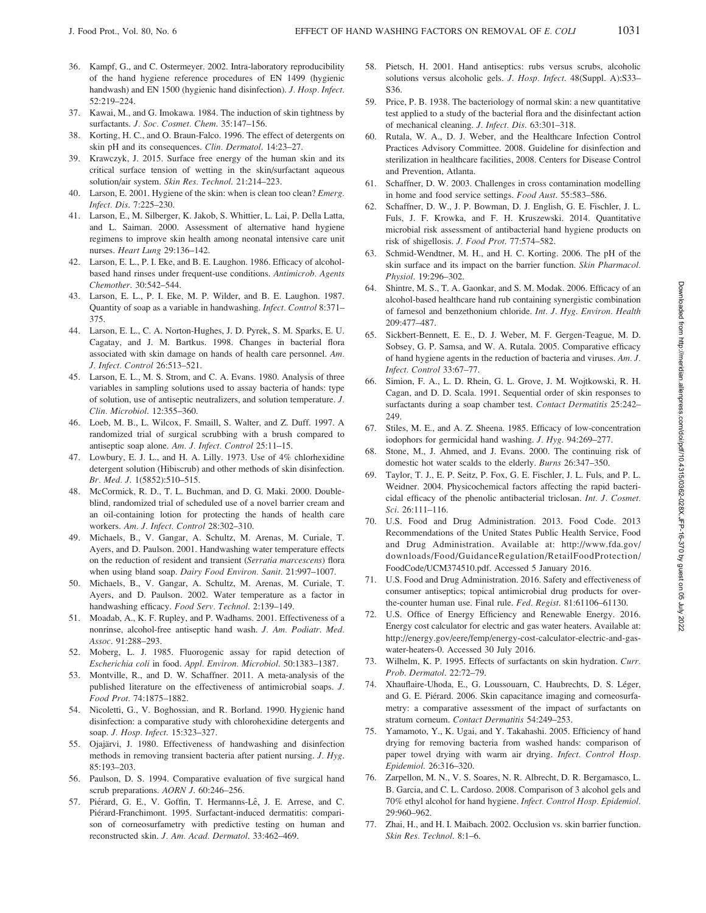36. Kampf, G., and C. Ostermeyer. 2002. Intra-laboratory reproducibility of the hand hygiene reference procedures of EN 1499 (hygienic handwash) and EN 1500 (hygienic hand disinfection). *J. Hosp. Infect.* 52:219–224.
37. Kawai, M., and G. Imokawa. 1984. The induction of skin tightness by surfactants. *J. Soc. Cosmet. Chem.* 35:147–156.
38. Korting, H. C., and O. Braun-Falco. 1996. The effect of detergents on skin pH and its consequences. *Clin. Dermatol.* 14:23–27.
39. Krawczyk, J. 2015. Surface free energy of the human skin and its critical surface tension of wetting in the skin/surfactant aqueous solution/air system. *Skin Res. Technol.* 21:214–223.
40. Larson, E. 2001. Hygiene of the skin: when is clean too clean? *Emerg. Infect. Dis.* 7:225–230.
41. Larson, E., M. Silberger, K. Jakob, S. Whittier, L. Lai, P. Della Latta, and L. Saiman. 2000. Assessment of alternative hand hygiene regimens to improve skin health among neonatal intensive care unit nurses. *Heart Lung* 29:136–142.
42. Larson, E. L., P. I. Eke, and B. E. Laughon. 1986. Efficacy of alcohol-based hand rinses under frequent-use conditions. *Antimicrob. Agents Chemother.* 30:542–544.
43. Larson, E. L., P. I. Eke, M. P. Wilder, and B. E. Laughon. 1987. Quantity of soap as a variable in handwashing. *Infect. Control* 8:371–375.
44. Larson, E. L., C. A. Norton-Hughes, J. D. Pyrek, S. M. Sparks, E. U. Cagatay, and J. M. Bartkus. 1998. Changes in bacterial flora associated with skin damage on hands of health care personnel. *Am. J. Infect. Control* 26:513–521.
45. Larson, E. L., M. S. Strom, and C. A. Evans. 1980. Analysis of three variables in sampling solutions used to assay bacteria of hands: type of solution, use of antiseptic neutralizers, and solution temperature. *J. Clin. Microbiol.* 12:355–360.
46. Loeb, M. B., L. Wilcox, F. Smaill, S. Walter, and Z. Duff. 1997. A randomized trial of surgical scrubbing with a brush compared to antiseptic soap alone. *Am. J. Infect. Control* 25:11–15.
47. Lowbury, E. J. L., and H. A. Lilly. 1973. Use of 4% chlorhexidine detergent solution (Hibiscrub) and other methods of skin disinfection. *Br. Med. J.* 1(5852):510–515.
48. McCormick, R. D., T. L. Buchman, and D. G. Maki. 2000. Double-blind, randomized trial of scheduled use of a novel barrier cream and an oil-containing lotion for protecting the hands of health care workers. *Am. J. Infect. Control* 28:302–310.
49. Michaels, B., V. Gangar, A. Schultz, M. Arenas, M. Curiale, T. Ayers, and D. Paulson. 2001. Handwashing water temperature effects on the reduction of resident and transient (*Serratia marcescens*) flora when using bland soap. *Dairy Food Environ. Sanit.* 21:997–1007.
50. Michaels, B., V. Gangar, A. Schultz, M. Arenas, M. Curiale, T. Ayers, and D. Paulson. 2002. Water temperature as a factor in handwashing efficacy. *Food Serv. Technol.* 2:139–149.
51. Moadab, A., K. F. Rupley, and P. Wadhams. 2001. Effectiveness of a nonrinse, alcohol-free antiseptic hand wash. *J. Am. Podiatr. Med. Assoc.* 91:288–293.
52. Moberg, L. J. 1985. Fluorogenic assay for rapid detection of *Escherichia coli* in food. *Appl. Environ. Microbiol.* 50:1383–1387.
53. Montville, R., and D. W. Schaffner. 2011. A meta-analysis of the published literature on the effectiveness of antimicrobial soaps. *J. Food Prot.* 74:1875–1882.
54. Nicoletti, G., V. Boghossian, and R. Borland. 1990. Hygienic hand disinfection: a comparative study with chlorohexidine detergents and soap. *J. Hosp. Infect.* 15:323–327.
55. Ojajärvi, J. 1980. Effectiveness of handwashing and disinfection methods in removing transient bacteria after patient nursing. *J. Hyg.* 85:193–203.
56. Paulson, D. S. 1994. Comparative evaluation of five surgical hand scrub preparations. *AORN J.* 60:246–256.
57. Piérard, G. E., V. Goffin, T. Hermanns-Lê, J. E. Arrese, and C. Piérard-Franchimont. 1995. Surfactant-induced dermatitis: comparison of corneosurfametry with predictive testing on human and reconstructed skin. *J. Am. Acad. Dermatol.* 33:462–469.
58. Pietsch, H. 2001. Hand antiseptics: rubs versus scrubs, alcoholic solutions versus alcoholic gels. *J. Hosp. Infect.* 48(Suppl. A):S33–S36.
59. Price, P. B. 1938. The bacteriology of normal skin: a new quantitative test applied to a study of the bacterial flora and the disinfectant action of mechanical cleaning. *J. Infect. Dis.* 63:301–318.
60. Rutala, W. A., D. J. Weber, and the Healthcare Infection Control Practices Advisory Committee. 2008. Guideline for disinfection and sterilization in healthcare facilities, 2008. Centers for Disease Control and Prevention, Atlanta.
61. Schaffner, D. W. 2003. Challenges in cross contamination modelling in home and food service settings. *Food Aust.* 55:583–586.
62. Schaffner, D. W., J. P. Bowman, D. J. English, G. E. Fischler, J. L. Fuls, J. F. Krowka, and F. H. Kruszewski. 2014. Quantitative microbial risk assessment of antibacterial hand hygiene products on risk of shigellosis. *J. Food Prot.* 77:574–582.
63. Schmid-Wendtner, M. H., and H. C. Korting. 2006. The pH of the skin surface and its impact on the barrier function. *Skin Pharmacol. Physiol.* 19:296–302.
64. Shintre, M. S., T. A. Gaonkar, and S. M. Modak. 2006. Efficacy of an alcohol-based healthcare hand rub containing synergistic combination of farnesol and benzethonium chloride. *Int. J. Hyg. Environ. Health* 209:477–487.
65. Sickbert-Bennett, E. E., D. J. Weber, M. F. Gergen-Teague, M. D. Sobsey, G. P. Samsa, and W. A. Rutala. 2005. Comparative efficacy of hand hygiene agents in the reduction of bacteria and viruses. *Am. J. Infect. Control* 33:67–77.
66. Simion, F. A., L. D. Rhein, G. L. Grove, J. M. Wojtkowski, R. H. Cagan, and D. D. Scala. 1991. Sequential order of skin responses to surfactants during a soap chamber test. *Contact Dermatitis* 25:242–249.
67. Stiles, M. E., and A. Z. Sheena. 1985. Efficacy of low-concentration iodophors for germicidal hand washing. *J. Hyg.* 94:269–277.
68. Stone, M., J. Ahmed, and J. Evans. 2000. The continuing risk of domestic hot water scalds to the elderly. *Burns* 26:347–350.
69. Taylor, T. J., E. P. Seitz, P. Fox, G. E. Fischler, J. L. Fuls, and P. L. Weidner. 2004. Physicochemical factors affecting the rapid bactericidal efficacy of the phenolic antibacterial triclosan. *Int. J. Cosmet. Sci.* 26:111–116.
70. U.S. Food and Drug Administration. 2013. Food Code. 2013 Recommendations of the United States Public Health Service, Food and Drug Administration. Available at: http://www.fda.gov/downloads/Food/GuidanceRegulation/RetailFoodProtection/FoodCode/UCM374510.pdf. Accessed 5 January 2016.
71. U.S. Food and Drug Administration. 2016. Safety and effectiveness of consumer antiseptics; topical antimicrobial drug products for over-the-counter human use. Final rule. *Fed. Regist.* 81:61106–61130.
72. U.S. Office of Energy Efficiency and Renewable Energy. 2016. Energy cost calculator for electric and gas water heaters. Available at: http://energy.gov/eere/femp/energy-cost-calculator-electric-and-gas-water-heaters-0. Accessed 30 July 2016.
73. Wilhelm, K. P. 1995. Effects of surfactants on skin hydration. *Curr. Prob. Dermatol.* 22:72–79.
74. Xhauflaire-Uhoda, E., G. Loussouarn, C. Haubrechts, D. S. Léger, and G. E. Piérard. 2006. Skin capacitance imaging and corneosurfametry: a comparative assessment of the impact of surfactants on stratum corneum. *Contact Dermatitis* 54:249–253.
75. Yamamoto, Y., K. Ugai, and Y. Takahashi. 2005. Efficiency of hand drying for removing bacteria from washed hands: comparison of paper towel drying with warm air drying. *Infect. Control Hosp. Epidemiol.* 26:316–320.
76. Zarpellon, M. N., V. S. Soares, N. R. Albrecht, D. R. Bergamasco, L. B. Garcia, and C. L. Cardoso. 2008. Comparison of 3 alcohol gels and 70% ethyl alcohol for hand hygiene. *Infect. Control Hosp. Epidemiol.* 29:960–962.
77. Zhai, H., and H. I. Maibach. 2002. Occlusion vs. skin barrier function. *Skin Res. Technol.* 8:1–6.